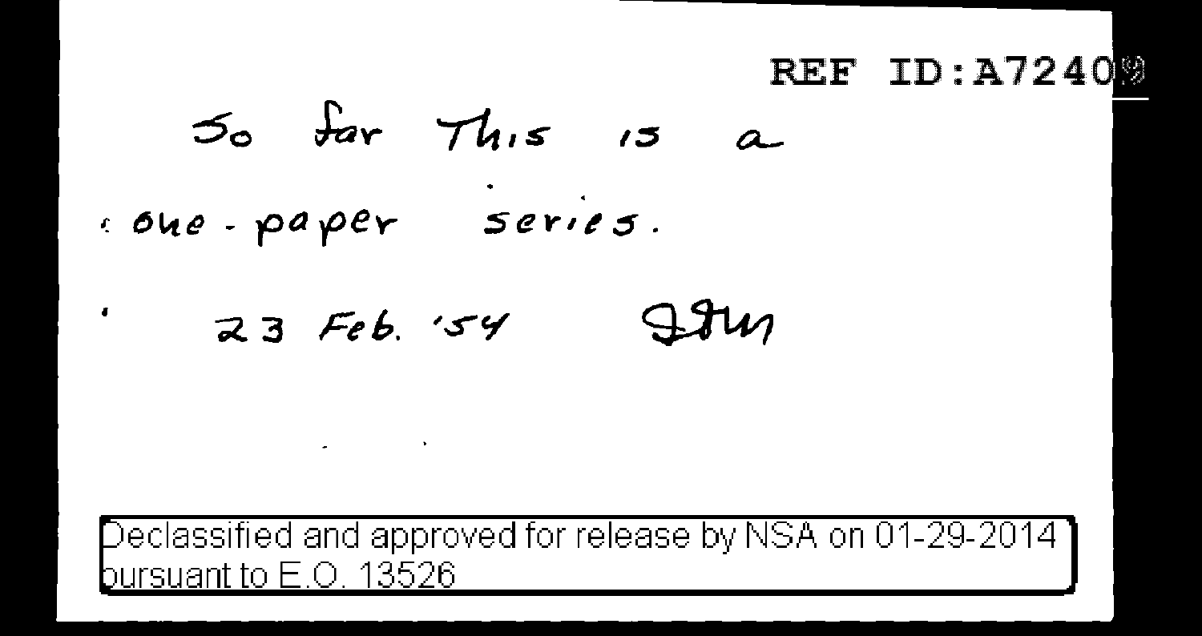REF ID:A72409

So far This is a

one-paper series.

23 Feb. '54 WFF

Declassified and approved for release by NSA on 01-29-2014 pursuant to E.O. 13526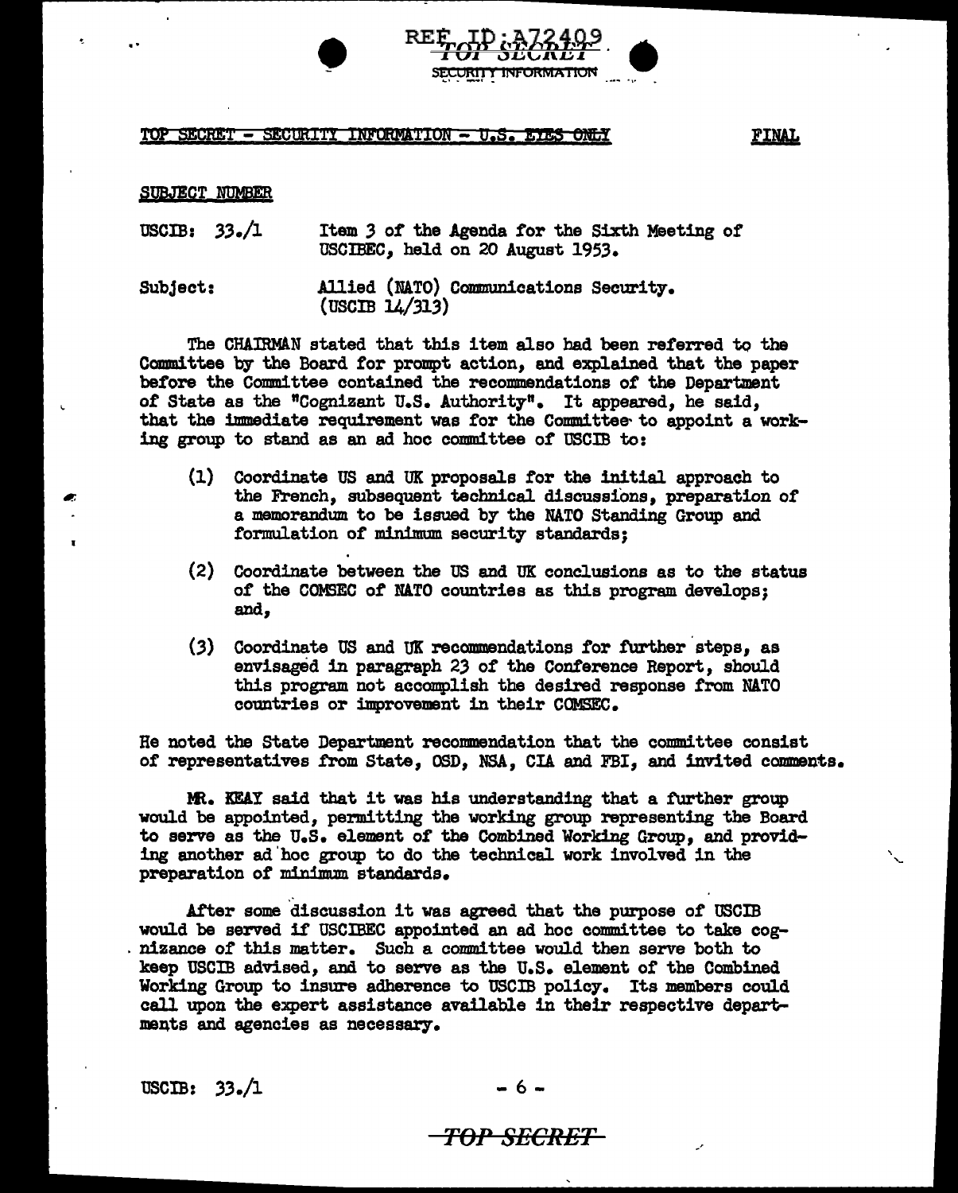TOP SECRET - SECURITY INFORMATION - U.S. EYES ONLY

FINAL

SUBJECT NUMBER

USCIB: 33./1 Item 3 of the Agenda for the Sixth Meeting of USCIBEC, held on 20 August 1953.

Subject: Allied (NATO) Communications Security. (USCIB 14/313)

The CHAIRMAN stated that this item also had been referred to the Committee by the Board for prompt action, and explained that the paper before the Committee contained the recommendations of the Department of State as the "Cognizant U.S. Authority". It appeared, he said, that the immediate requirement was for the Committee to appoint a working group to stand as an ad hoc committee of USCIB to:

(1) Coordinate US and UK proposals for the initial approach to the French, subsequent technical discussions, preparation of a memorandum to be issued by the NATO Standing Group and formulation of minimum security standards;

(2) Coordinate between the US and UK conclusions as to the status of the COMSEC of NATO countries as this program develops; and,

(3) Coordinate US and UK recommendations for further steps, as envisaged in paragraph 23 of the Conference Report, should this program not accomplish the desired response from NATO countries or improvement in their COMSEC.

He noted the State Department recommendation that the committee consist of representatives from State, OSD, NSA, CIA and FBI, and invited comments.

MR. KEAY said that it was his understanding that a further group would be appointed, permitting the working group representing the Board to serve as the U.S. element of the Combined Working Group, and providing another ad hoc group to do the technical work involved in the preparation of minimum standards.

After some discussion it was agreed that the purpose of USCIB would be served if USCIBEC appointed an ad hoc committee to take cognizance of this matter. Such a committee would then serve both to keep USCIB advised, and to serve as the U.S. element of the Combined Working Group to insure adherence to USCIB policy. Its members could call upon the expert assistance available in their respective departments and agencies as necessary.

USCIB: 33./1

TOP SECRET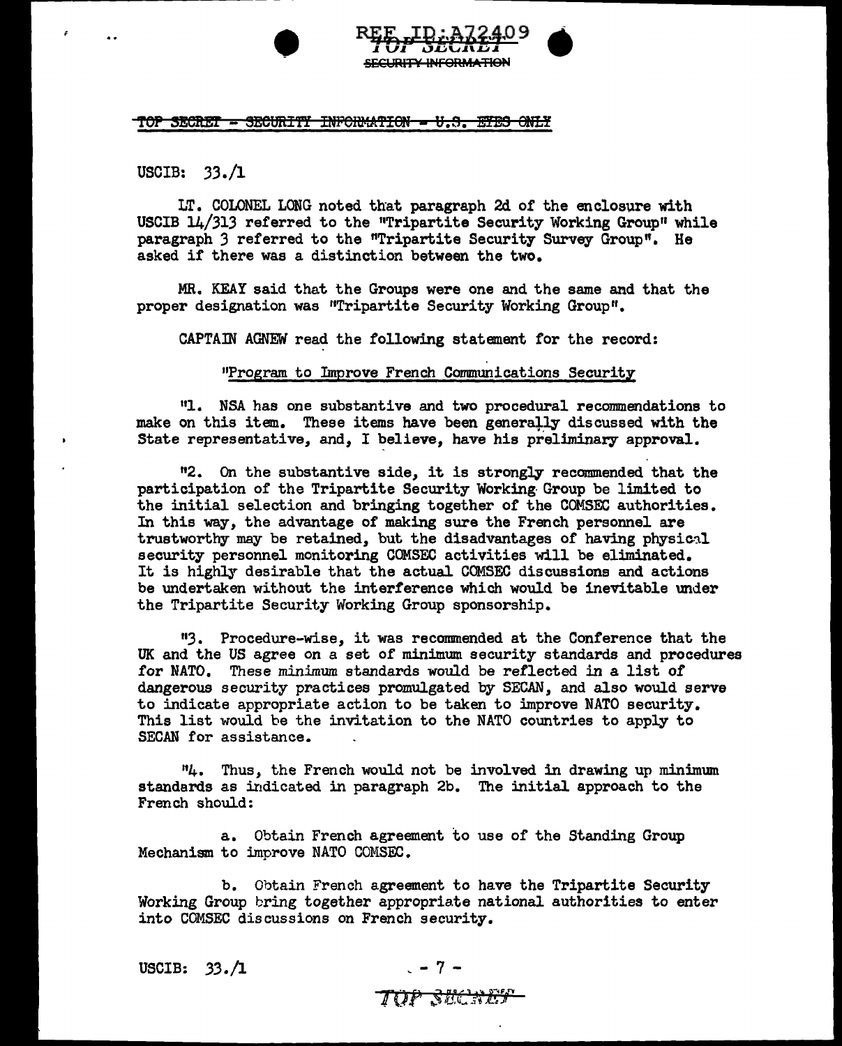~~TOP SECRET - SECURITY INFORMATION - U.S. EYES ONLY~~

USCIB: 33./1

LT. COLONEL LONG noted that paragraph 2d of the enclosure with USCIB 14/313 referred to the "Tripartite Security Working Group" while paragraph 3 referred to the "Tripartite Security Survey Group". He asked if there was a distinction between the two.

MR. KEAY said that the Groups were one and the same and that the proper designation was "Tripartite Security Working Group".

CAPTAIN AGNEW read the following statement for the record:

"Program to Improve French Communications Security

"1. NSA has one substantive and two procedural recommendations to make on this item. These items have been generally discussed with the State representative, and, I believe, have his preliminary approval.

"2. On the substantive side, it is strongly recommended that the participation of the Tripartite Security Working Group be limited to the initial selection and bringing together of the COMSEC authorities. In this way, the advantage of making sure the French personnel are trustworthy may be retained, but the disadvantages of having physical security personnel monitoring COMSEC activities will be eliminated. It is highly desirable that the actual COMSEC discussions and actions be undertaken without the interference which would be inevitable under the Tripartite Security Working Group sponsorship.

"3. Procedure-wise, it was recommended at the Conference that the UK and the US agree on a set of minimum security standards and procedures for NATO. These minimum standards would be reflected in a list of dangerous security practices promulgated by SECAN, and also would serve to indicate appropriate action to be taken to improve NATO security. This list would be the invitation to the NATO countries to apply to SECAN for assistance.

"4. Thus, the French would not be involved in drawing up minimum standards as indicated in paragraph 2b. The initial approach to the French should:

a. Obtain French agreement to use of the Standing Group Mechanism to improve NATO COMSEC.

b. Obtain French agreement to have the Tripartite Security Working Group bring together appropriate national authorities to enter into COMSEC discussions on French security.

USCIB: 33./1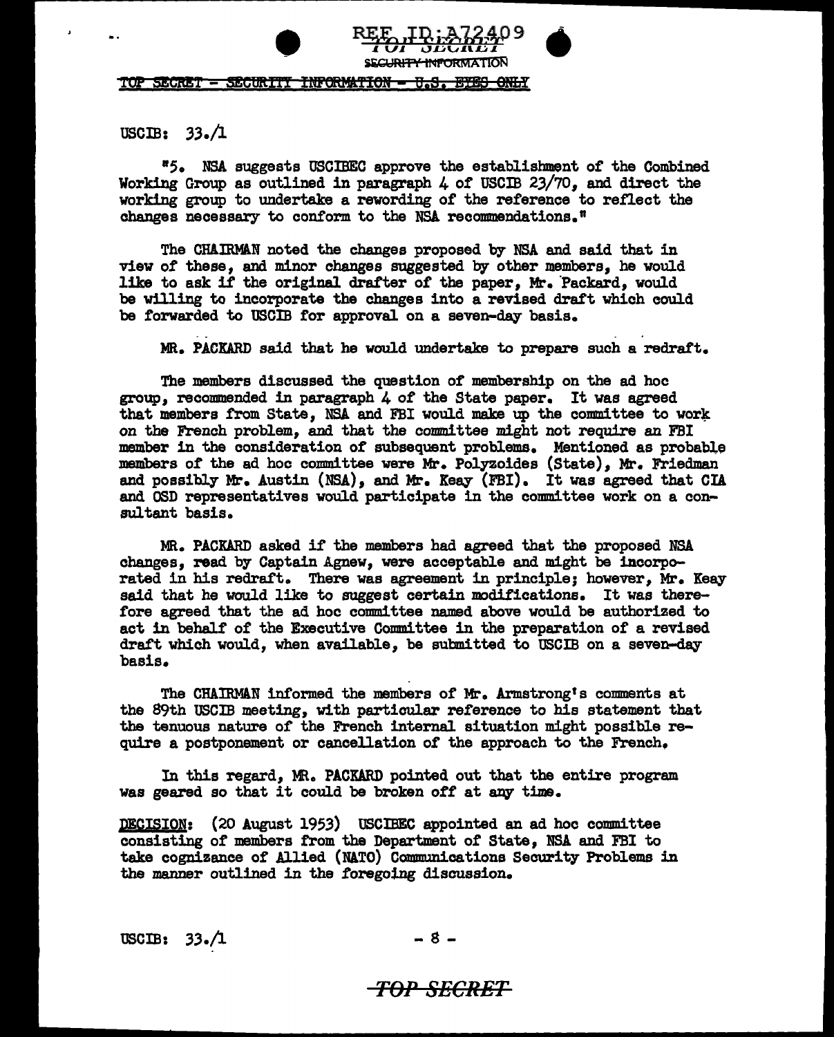USCIB: 33./1

"5. NSA suggests USCIBEC approve the establishment of the Combined Working Group as outlined in paragraph 4 of USCIB 23/70, and direct the working group to undertake a rewording of the reference to reflect the changes necessary to conform to the NSA recommendations."

The CHAIRMAN noted the changes proposed by NSA and said that in view of these, and minor changes suggested by other members, he would like to ask if the original drafter of the paper, Mr. Packard, would be willing to incorporate the changes into a revised draft which could be forwarded to USCIB for approval on a seven-day basis.

MR. PACKARD said that he would undertake to prepare such a redraft.

The members discussed the question of membership on the ad hoc group, recommended in paragraph 4 of the State paper. It was agreed that members from State, NSA and FBI would make up the committee to work on the French problem, and that the committee might not require an FBI member in the consideration of subsequent problems. Mentioned as probable members of the ad hoc committee were Mr. Polyzoides (State), Mr. Friedman and possibly Mr. Austin (NSA), and Mr. Keay (FBI). It was agreed that CIA and OSD representatives would participate in the committee work on a consultant basis.

MR. PACKARD asked if the members had agreed that the proposed NSA changes, read by Captain Agnew, were acceptable and might be incorporated in his redraft. There was agreement in principle; however, Mr. Keay said that he would like to suggest certain modifications. It was therefore agreed that the ad hoc committee named above would be authorized to act in behalf of the Executive Committee in the preparation of a revised draft which would, when available, be submitted to USCIB on a seven-day basis.

The CHAIRMAN informed the members of Mr. Armstrong's comments at the 89th USCIB meeting, with particular reference to his statement that the tenuous nature of the French internal situation might possible require a postponement or cancellation of the approach to the French.

In this regard, MR. PACKARD pointed out that the entire program was geared so that it could be broken off at any time.

DECISION: (20 August 1953) USCIBEC appointed an ad hoc committee consisting of members from the Department of State, NSA and FBI to take cognizance of Allied (NATO) Communications Security Problems in the manner outlined in the foregoing discussion.

USCIB: 33./1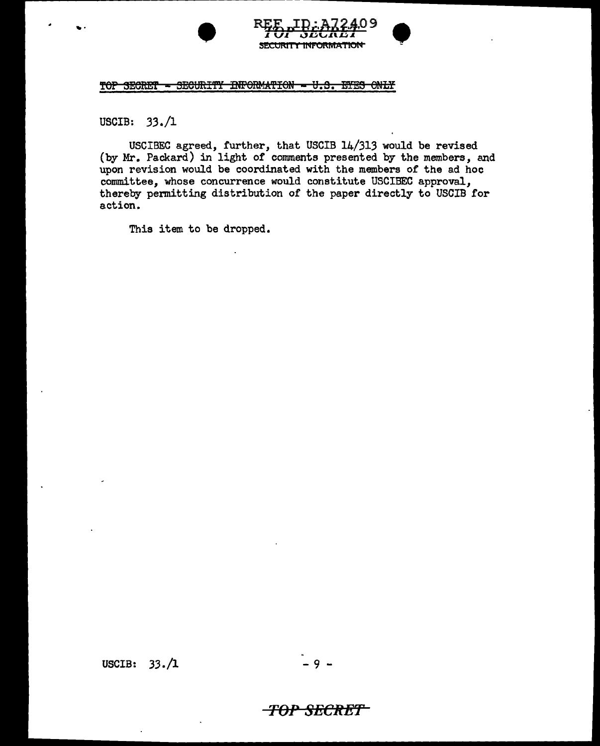TOP SECRET - SECURITY INFORMATION - U.S. EYES ONLY

USCIB: 33./1

USCIBEC agreed, further, that USCIB 14/313 would be revised (by Mr. Packard) in light of comments presented by the members, and upon revision would be coordinated with the members of the ad hoc committee, whose concurrence would constitute USCIBEC approval, thereby permitting distribution of the paper directly to USCIB for action.

This item to be dropped.